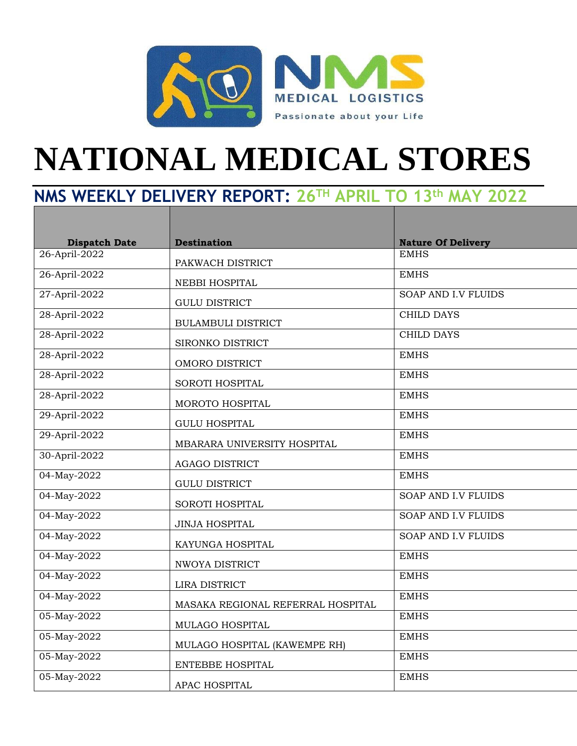NMS MEDICAL LOGISTICS

Passionate about your Life

# NATIONAL MEDICAL STORES

## NMS WEEKLY DELIVERY REPORT: 26TH APRIL TO 13th MAY 2022

| Dispatch Date | Destination | Nature Of Delivery |
| --- | --- | --- |
| 26-April-2022 | PAKWACH DISTRICT | EMHS |
| 26-April-2022 | NEBBI HOSPITAL | EMHS |
| 27-April-2022 | GULU DISTRICT | SOAP AND I.V FLUIDS |
| 28-April-2022 | BULAMBULI DISTRICT | CHILD DAYS |
| 28-April-2022 | SIRONKO DISTRICT | CHILD DAYS |
| 28-April-2022 | OMORO DISTRICT | EMHS |
| 28-April-2022 | SOROTI HOSPITAL | EMHS |
| 28-April-2022 | MOROTO HOSPITAL | EMHS |
| 29-April-2022 | GULU HOSPITAL | EMHS |
| 29-April-2022 | MBARARA UNIVERSITY HOSPITAL | EMHS |
| 30-April-2022 | AGAGO DISTRICT | EMHS |
| 04-May-2022 | GULU DISTRICT | EMHS |
| 04-May-2022 | SOROTI HOSPITAL | SOAP AND I.V FLUIDS |
| 04-May-2022 | JINJA HOSPITAL | SOAP AND I.V FLUIDS |
| 04-May-2022 | KAYUNGA HOSPITAL | SOAP AND I.V FLUIDS |
| 04-May-2022 | NWOYA DISTRICT | EMHS |
| 04-May-2022 | LIRA DISTRICT | EMHS |
| 04-May-2022 | MASAKA REGIONAL REFERRAL HOSPITAL | EMHS |
| 05-May-2022 | MULAGO HOSPITAL | EMHS |
| 05-May-2022 | MULAGO HOSPITAL (KAWEMPE RH) | EMHS |
| 05-May-2022 | ENTEBBE HOSPITAL | EMHS |
| 05-May-2022 | APAC HOSPITAL | EMHS |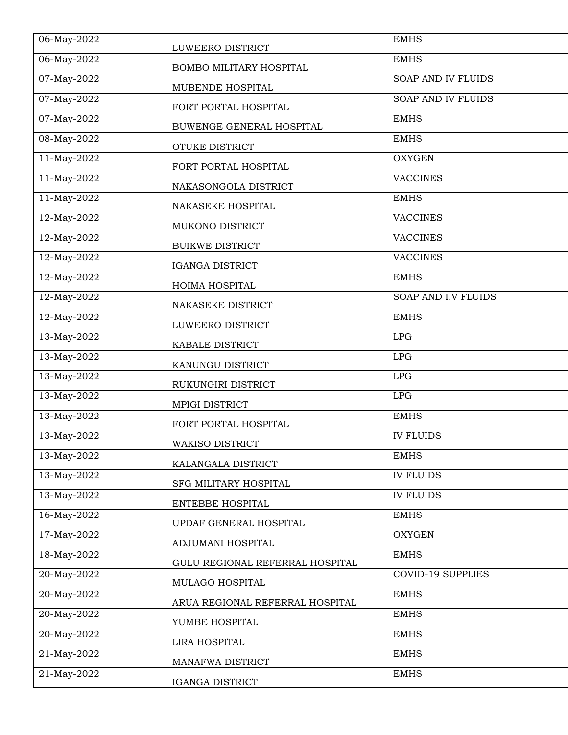| | | |
|---|---|---|
| 06-May-2022 | LUWEERO DISTRICT | EMHS |
| 06-May-2022 | BOMBO MILITARY HOSPITAL | EMHS |
| 07-May-2022 | MUBENDE HOSPITAL | SOAP AND IV FLUIDS |
| 07-May-2022 | FORT PORTAL HOSPITAL | SOAP AND IV FLUIDS |
| 07-May-2022 | BUWENGE GENERAL HOSPITAL | EMHS |
| 08-May-2022 | OTUKE DISTRICT | EMHS |
| 11-May-2022 | FORT PORTAL HOSPITAL | OXYGEN |
| 11-May-2022 | NAKASONGOLA DISTRICT | VACCINES |
| 11-May-2022 | NAKASEKE HOSPITAL | EMHS |
| 12-May-2022 | MUKONO DISTRICT | VACCINES |
| 12-May-2022 | BUIKWE DISTRICT | VACCINES |
| 12-May-2022 | IGANGA DISTRICT | VACCINES |
| 12-May-2022 | HOIMA HOSPITAL | EMHS |
| 12-May-2022 | NAKASEKE DISTRICT | SOAP AND I.V FLUIDS |
| 12-May-2022 | LUWEERO DISTRICT | EMHS |
| 13-May-2022 | KABALE DISTRICT | LPG |
| 13-May-2022 | KANUNGU DISTRICT | LPG |
| 13-May-2022 | RUKUNGIRI DISTRICT | LPG |
| 13-May-2022 | MPIGI DISTRICT | LPG |
| 13-May-2022 | FORT PORTAL HOSPITAL | EMHS |
| 13-May-2022 | WAKISO DISTRICT | IV FLUIDS |
| 13-May-2022 | KALANGALA DISTRICT | EMHS |
| 13-May-2022 | SFG MILITARY HOSPITAL | IV FLUIDS |
| 13-May-2022 | ENTEBBE HOSPITAL | IV FLUIDS |
| 16-May-2022 | UPDAF GENERAL HOSPITAL | EMHS |
| 17-May-2022 | ADJUMANI HOSPITAL | OXYGEN |
| 18-May-2022 | GULU REGIONAL REFERRAL HOSPITAL | EMHS |
| 20-May-2022 | MULAGO HOSPITAL | COVID-19 SUPPLIES |
| 20-May-2022 | ARUA REGIONAL REFERRAL HOSPITAL | EMHS |
| 20-May-2022 | YUMBE HOSPITAL | EMHS |
| 20-May-2022 | LIRA HOSPITAL | EMHS |
| 21-May-2022 | MANAFWA DISTRICT | EMHS |
| 21-May-2022 | IGANGA DISTRICT | EMHS |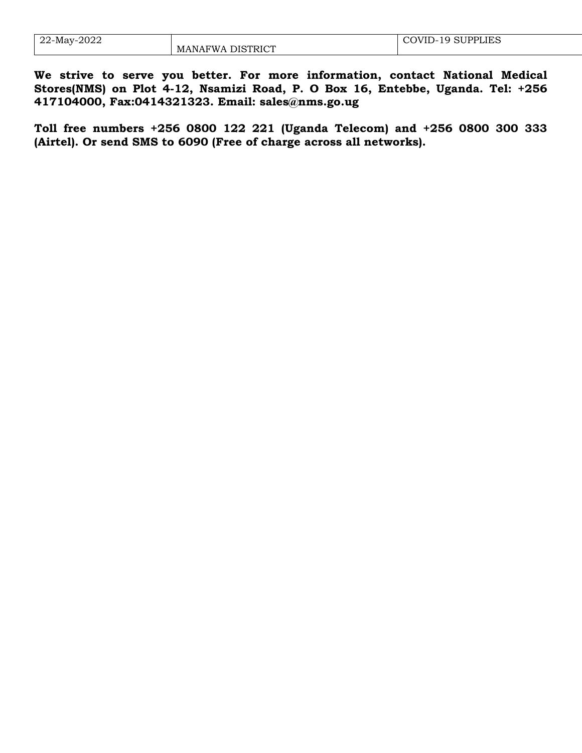| | | |
|---|---|---|
| 22-May-2022 | MANAFWA DISTRICT | COVID-19 SUPPLIES |

**We strive to serve you better. For more information, contact National Medical Stores(NMS) on Plot 4-12, Nsamizi Road, P. O Box 16, Entebbe, Uganda. Tel: +256 417104000, Fax:0414321323. Email: sales@nms.go.ug**

**Toll free numbers +256 0800 122 221 (Uganda Telecom) and +256 0800 300 333 (Airtel). Or send SMS to 6090 (Free of charge across all networks).**